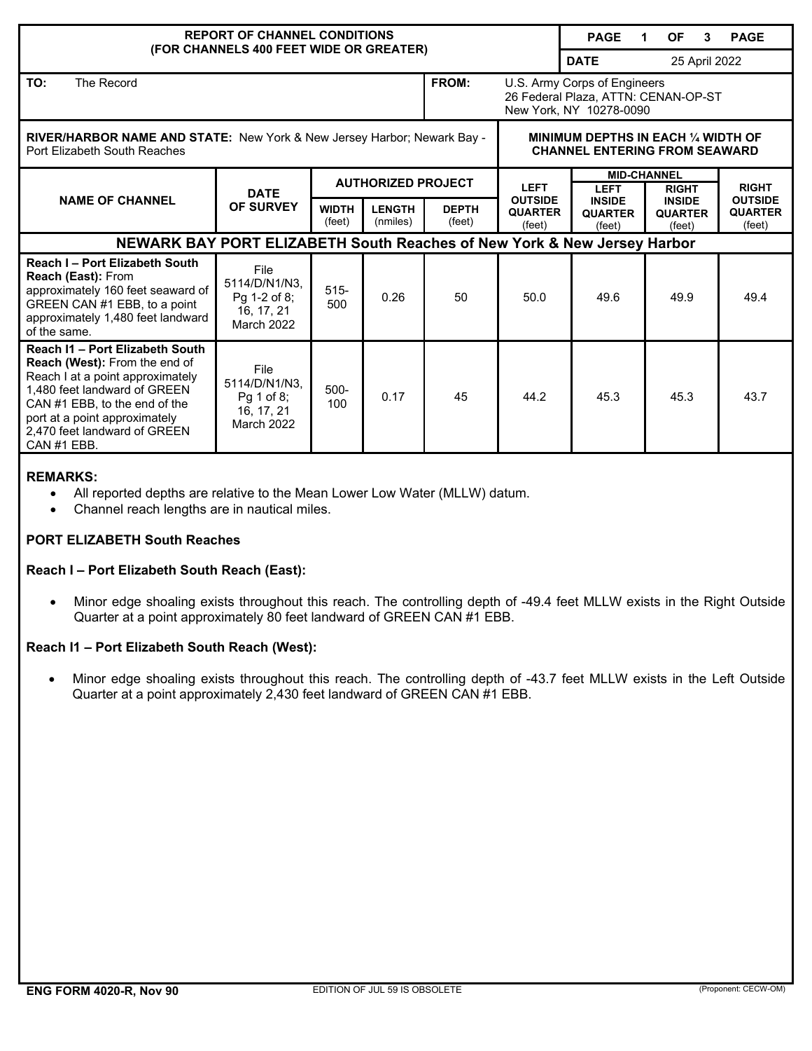**REPORT OF CHANNEL CONDITIONS**
**(FOR CHANNELS 400 FEET WIDE OR GREATER)**

**DATE** 25 April 2022

**TO:** The Record

**FROM:** U.S. Army Corps of Engineers
26 Federal Plaza, ATTN: CENAN-OP-ST
New York, NY 10278-0090

**RIVER/HARBOR NAME AND STATE:** New York & New Jersey Harbor; Newark Bay - Port Elizabeth South Reaches

| NAME OF CHANNEL | DATE OF SURVEY | AUTHORIZED PROJECT | | | MINIMUM DEPTHS IN EACH ¼ WIDTH OF CHANNEL ENTERING FROM SEAWARD | | | |
|---|---|---|---|---|---|---|---|---|
| | | | | | LEFT OUTSIDE QUARTER (feet) | MID-CHANNEL | | RIGHT OUTSIDE QUARTER (feet) |
| | | WIDTH (feet) | LENGTH (nmiles) | DEPTH (feet) | | LEFT INSIDE QUARTER (feet) | RIGHT INSIDE QUARTER (feet) | |
| **NEWARK BAY PORT ELIZABETH South Reaches of New York & New Jersey Harbor** | | | | | | | | |
| **Reach I – Port Elizabeth South Reach (East):** From approximately 160 feet seaward of GREEN CAN #1 EBB, to a point approximately 1,480 feet landward of the same. | File 5114/D/N1/N3, Pg 1-2 of 8; 16, 17, 21 March 2022 | 515-500 | 0.26 | 50 | 50.0 | 49.6 | 49.9 | 49.4 |
| **Reach I1 – Port Elizabeth South Reach (West):** From the end of Reach I at a point approximately 1,480 feet landward of GREEN CAN #1 EBB, to the end of the port at a point approximately 2,470 feet landward of GREEN CAN #1 EBB. | File 5114/D/N1/N3, Pg 1 of 8; 16, 17, 21 March 2022 | 500-100 | 0.17 | 45 | 44.2 | 45.3 | 45.3 | 43.7 |

**REMARKS:**

- All reported depths are relative to the Mean Lower Low Water (MLLW) datum.
- Channel reach lengths are in nautical miles.

**PORT ELIZABETH South Reaches**

**Reach I – Port Elizabeth South Reach (East):**

- Minor edge shoaling exists throughout this reach. The controlling depth of -49.4 feet MLLW exists in the Right Outside Quarter at a point approximately 80 feet landward of GREEN CAN #1 EBB.

**Reach I1 – Port Elizabeth South Reach (West):**

- Minor edge shoaling exists throughout this reach. The controlling depth of -43.7 feet MLLW exists in the Left Outside Quarter at a point approximately 2,430 feet landward of GREEN CAN #1 EBB.

**ENG FORM 4020-R, Nov 90** EDITION OF JUL 59 IS OBSOLETE (Proponent: CECW-OM)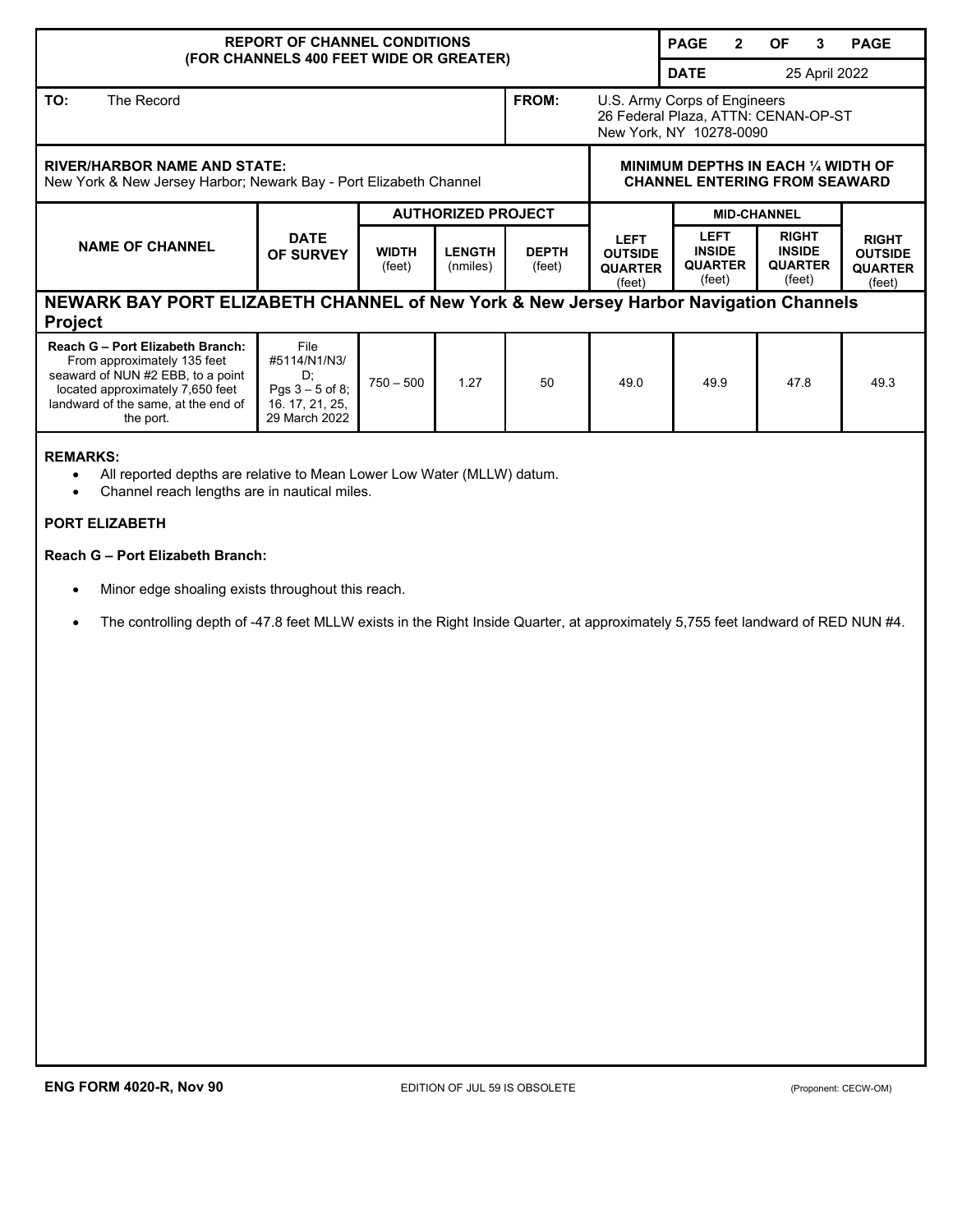**REPORT OF CHANNEL CONDITIONS**
**(FOR CHANNELS 400 FEET WIDE OR GREATER)**

**DATE** 25 April 2022

| | |
|---|---|
| **TO:** The Record | **FROM:** U.S. Army Corps of Engineers, 26 Federal Plaza, ATTN: CENAN-OP-ST, New York, NY 10278-0090 |

**RIVER/HARBOR NAME AND STATE:**
New York & New Jersey Harbor; Newark Bay - Port Elizabeth Channel

| NAME OF CHANNEL | DATE OF SURVEY | AUTHORIZED PROJECT | | | MINIMUM DEPTHS IN EACH ¼ WIDTH OF CHANNEL ENTERING FROM SEAWARD | | | |
|---|---|---|---|---|---|---|---|---|
| | | | | | | MID-CHANNEL | | |
| | | WIDTH (feet) | LENGTH (nmiles) | DEPTH (feet) | LEFT OUTSIDE QUARTER (feet) | LEFT INSIDE QUARTER (feet) | RIGHT INSIDE QUARTER (feet) | RIGHT OUTSIDE QUARTER (feet) |
| **NEWARK BAY PORT ELIZABETH CHANNEL of New York & New Jersey Harbor Navigation Channels Project** | | | | | | | | |
| **Reach G – Port Elizabeth Branch:** From approximately 135 feet seaward of NUN #2 EBB, to a point located approximately 7,650 feet landward of the same, at the end of the port. | File #5114/N1/N3/D; Pgs 3 – 5 of 8; 16. 17, 21, 25, 29 March 2022 | 750 – 500 | 1.27 | 50 | 49.0 | 49.9 | 47.8 | 49.3 |

**REMARKS:**

- All reported depths are relative to Mean Lower Low Water (MLLW) datum.
- Channel reach lengths are in nautical miles.

**PORT ELIZABETH**

**Reach G – Port Elizabeth Branch:**

- Minor edge shoaling exists throughout this reach.
- The controlling depth of -47.8 feet MLLW exists in the Right Inside Quarter, at approximately 5,755 feet landward of RED NUN #4.

**ENG FORM 4020-R, Nov 90** EDITION OF JUL 59 IS OBSOLETE (Proponent: CECW-OM)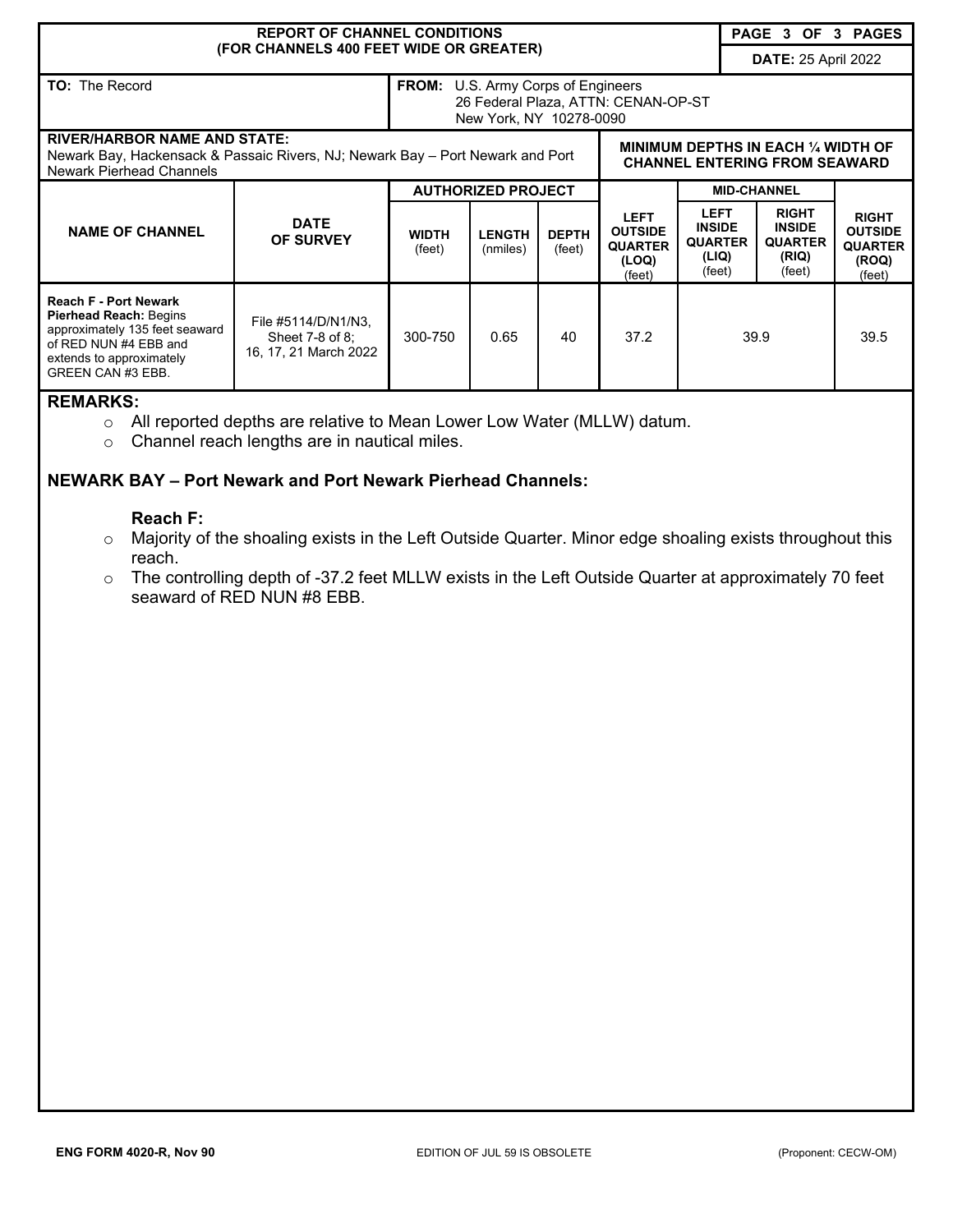**REPORT OF CHANNEL CONDITIONS**
**(FOR CHANNELS 400 FEET WIDE OR GREATER)**

**DATE:** 25 April 2022

**TO:** The Record

**FROM:** U.S. Army Corps of Engineers
26 Federal Plaza, ATTN: CENAN-OP-ST
New York, NY 10278-0090

**RIVER/HARBOR NAME AND STATE:**
Newark Bay, Hackensack & Passaic Rivers, NJ; Newark Bay – Port Newark and Port Newark Pierhead Channels

**MINIMUM DEPTHS IN EACH ¼ WIDTH OF CHANNEL ENTERING FROM SEAWARD**

| NAME OF CHANNEL | DATE OF SURVEY | AUTHORIZED PROJECT | | | LEFT OUTSIDE QUARTER (LOQ) (feet) | MID-CHANNEL | | RIGHT OUTSIDE QUARTER (ROQ) (feet) |
|---|---|---|---|---|---|---|---|---|
| | | WIDTH (feet) | LENGTH (nmiles) | DEPTH (feet) | | LEFT INSIDE QUARTER (LIQ) (feet) | RIGHT INSIDE QUARTER (RIQ) (feet) | |
| **Reach F - Port Newark Pierhead Reach:** Begins approximately 135 feet seaward of RED NUN #4 EBB and extends to approximately GREEN CAN #3 EBB. | File #5114/D/N1/N3, Sheet 7-8 of 8; 16, 17, 21 March 2022 | 300-750 | 0.65 | 40 | 37.2 | 39.9 | | 39.5 |

**REMARKS:**

- All reported depths are relative to Mean Lower Low Water (MLLW) datum.
- Channel reach lengths are in nautical miles.

**NEWARK BAY – Port Newark and Port Newark Pierhead Channels:**

**Reach F:**

- Majority of the shoaling exists in the Left Outside Quarter. Minor edge shoaling exists throughout this reach.
- The controlling depth of -37.2 feet MLLW exists in the Left Outside Quarter at approximately 70 feet seaward of RED NUN #8 EBB.

ENG FORM 4020-R, Nov 90 EDITION OF JUL 59 IS OBSOLETE (Proponent: CECW-OM)